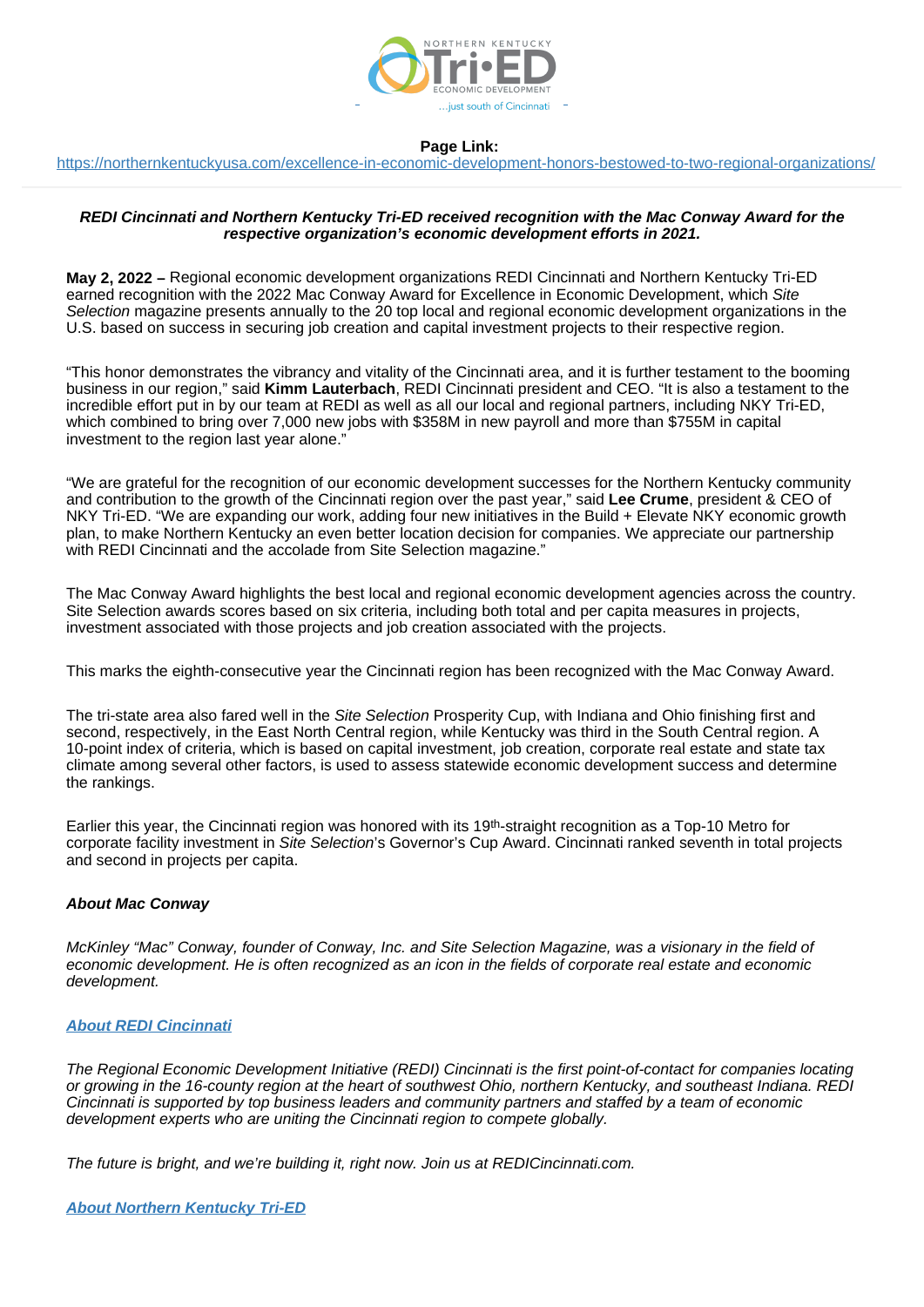Page Link:
https://northernkentuckyusa.com/excellence-in-economic-development-honors-bestowed-to-two-regional-organizations/

***REDI Cincinnati and Northern Kentucky Tri-ED received recognition with the Mac Conway Award for the respective organization's economic development efforts in 2021.***

**May 2, 2022 –** Regional economic development organizations REDI Cincinnati and Northern Kentucky Tri-ED earned recognition with the 2022 Mac Conway Award for Excellence in Economic Development, which *Site Selection* magazine presents annually to the 20 top local and regional economic development organizations in the U.S. based on success in securing job creation and capital investment projects to their respective region.

"This honor demonstrates the vibrancy and vitality of the Cincinnati area, and it is further testament to the booming business in our region," said **Kimm Lauterbach**, REDI Cincinnati president and CEO. "It is also a testament to the incredible effort put in by our team at REDI as well as all our local and regional partners, including NKY Tri-ED, which combined to bring over 7,000 new jobs with $358M in new payroll and more than $755M in capital investment to the region last year alone."

"We are grateful for the recognition of our economic development successes for the Northern Kentucky community and contribution to the growth of the Cincinnati region over the past year," said **Lee Crume**, president & CEO of NKY Tri-ED. "We are expanding our work, adding four new initiatives in the Build + Elevate NKY economic growth plan, to make Northern Kentucky an even better location decision for companies. We appreciate our partnership with REDI Cincinnati and the accolade from Site Selection magazine."

The Mac Conway Award highlights the best local and regional economic development agencies across the country. Site Selection awards scores based on six criteria, including both total and per capita measures in projects, investment associated with those projects and job creation associated with the projects.

This marks the eighth-consecutive year the Cincinnati region has been recognized with the Mac Conway Award.

The tri-state area also fared well in the *Site Selection* Prosperity Cup, with Indiana and Ohio finishing first and second, respectively, in the East North Central region, while Kentucky was third in the South Central region. A 10-point index of criteria, which is based on capital investment, job creation, corporate real estate and state tax climate among several other factors, is used to assess statewide economic development success and determine the rankings.

Earlier this year, the Cincinnati region was honored with its 19th-straight recognition as a Top-10 Metro for corporate facility investment in *Site Selection*'s Governor's Cup Award. Cincinnati ranked seventh in total projects and second in projects per capita.

***About Mac Conway***

*McKinley "Mac" Conway, founder of Conway, Inc. and Site Selection Magazine, was a visionary in the field of economic development. He is often recognized as an icon in the fields of corporate real estate and economic development.*

***About REDI Cincinnati***

*The Regional Economic Development Initiative (REDI) Cincinnati is the first point-of-contact for companies locating or growing in the 16-county region at the heart of southwest Ohio, northern Kentucky, and southeast Indiana. REDI Cincinnati is supported by top business leaders and community partners and staffed by a team of economic development experts who are uniting the Cincinnati region to compete globally.*

*The future is bright, and we're building it, right now. Join us at REDICincinnati.com.*

***About Northern Kentucky Tri-ED***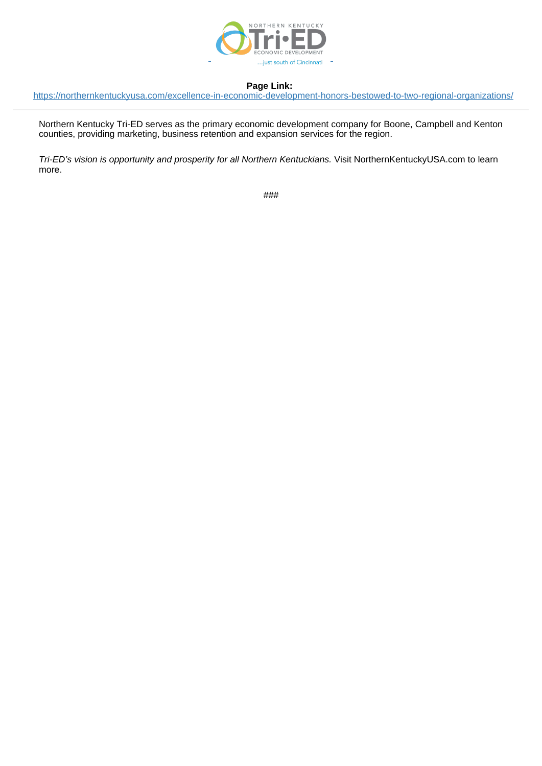**Page Link:**
https://northernkentuckyusa.com/excellence-in-economic-development-honors-bestowed-to-two-regional-organizations/

Northern Kentucky Tri-ED serves as the primary economic development company for Boone, Campbell and Kenton counties, providing marketing, business retention and expansion services for the region.

*Tri-ED's vision is opportunity and prosperity for all Northern Kentuckians.* Visit NorthernKentuckyUSA.com to learn more.

###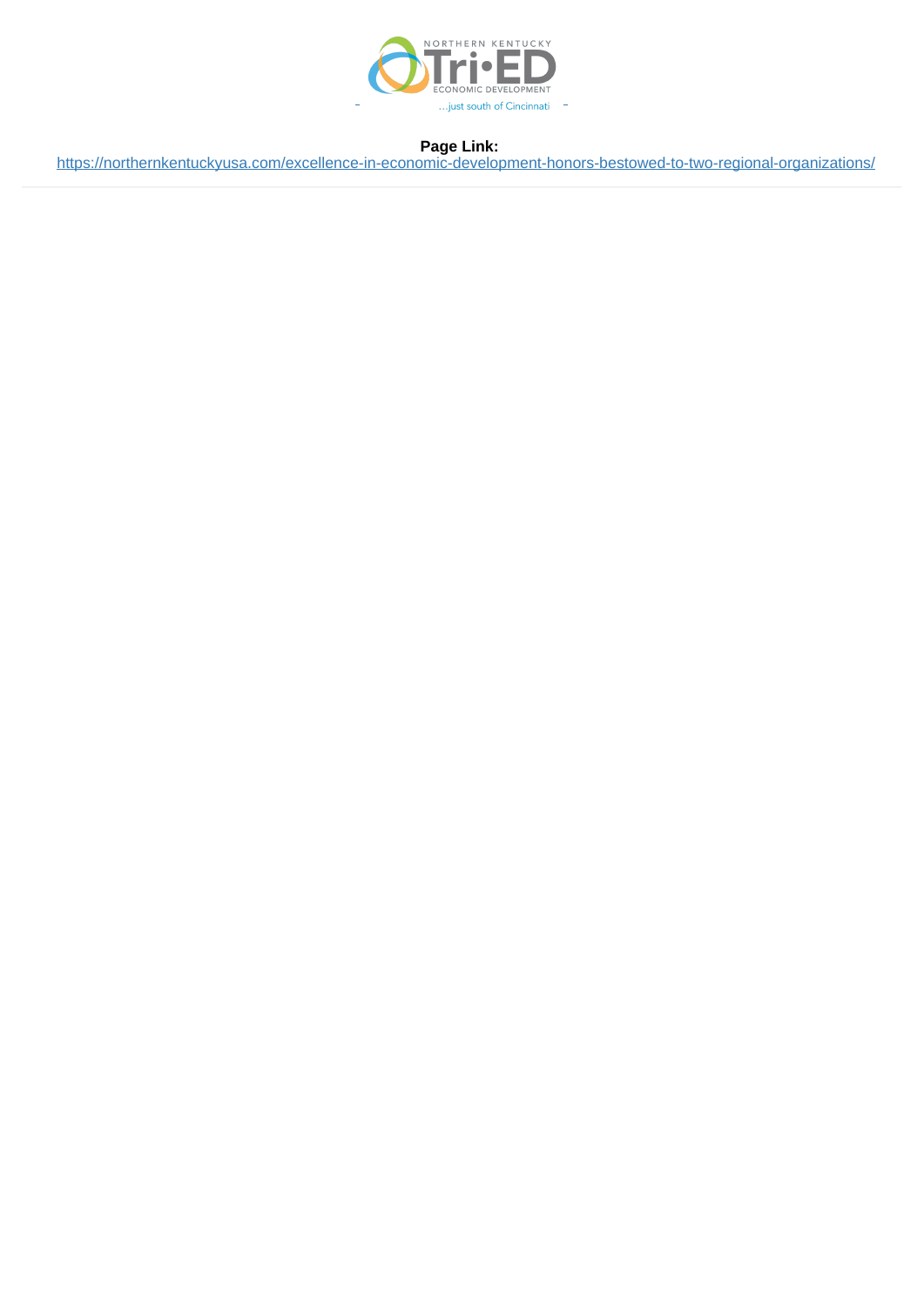**Page Link:**
https://northernkentuckyusa.com/excellence-in-economic-development-honors-bestowed-to-two-regional-organizations/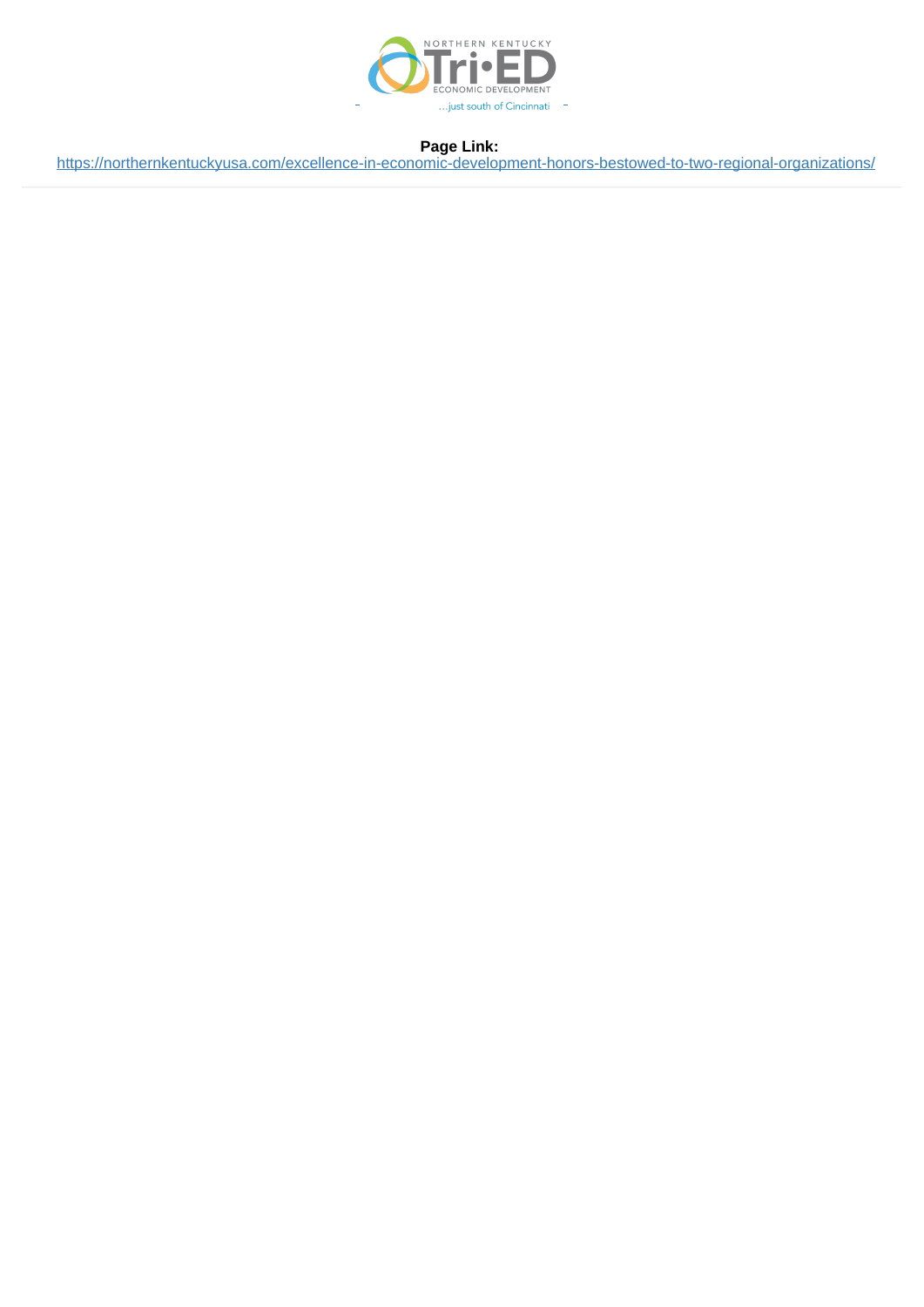NORTHERN KENTUCKY Tri•ED ECONOMIC DEVELOPMENT

...just south of Cincinnati

**Page Link:**
https://northernkentuckyusa.com/excellence-in-economic-development-honors-bestowed-to-two-regional-organizations/